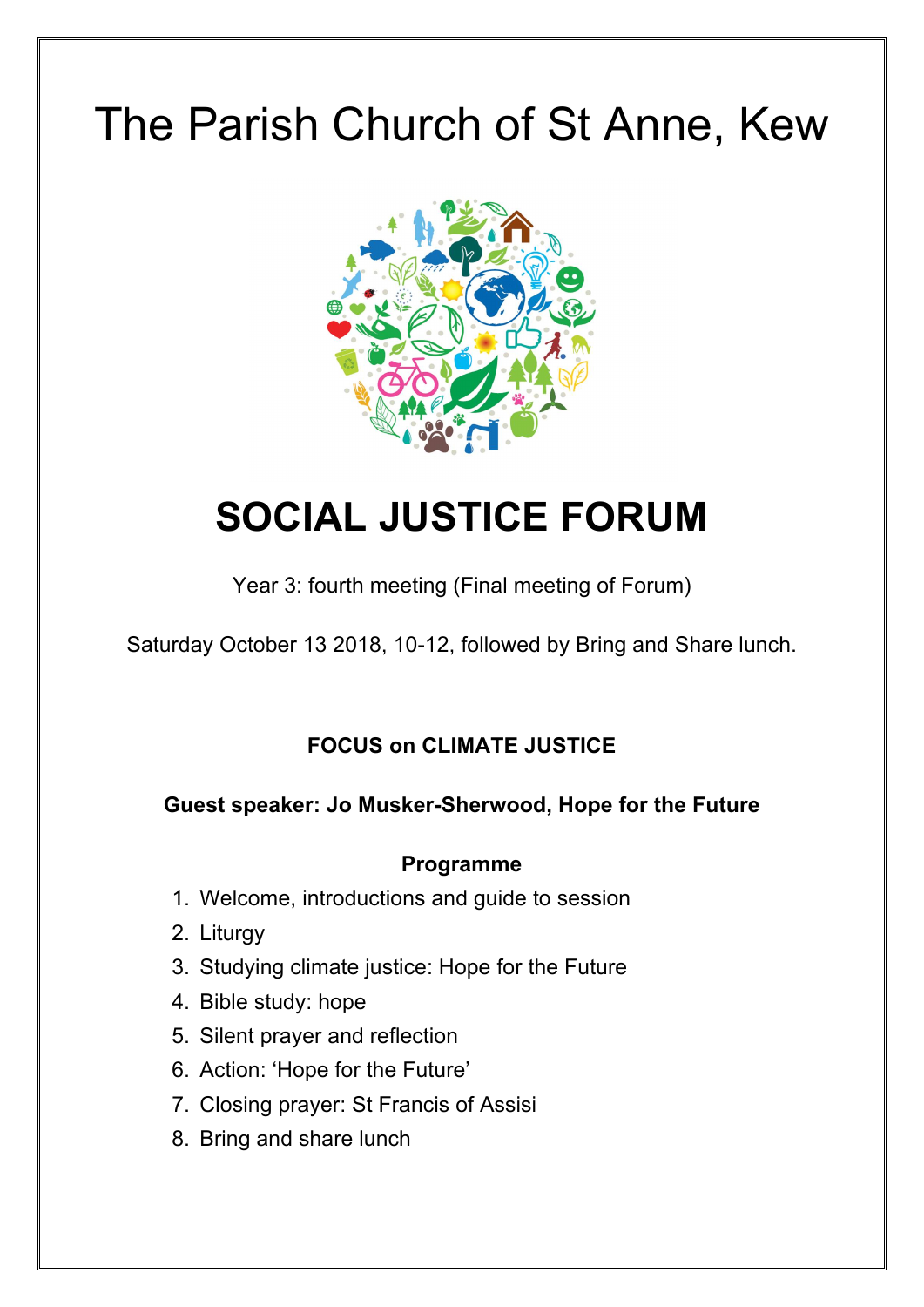# The Parish Church of St Anne, Kew

# SOCIAL JUSTICE FORUM

Year 3: fourth meeting (Final meeting of Forum)

Saturday October 13 2018, 10-12, followed by Bring and Share lunch.

**FOCUS on CLIMATE JUSTICE**

**Guest speaker: Jo Musker-Sherwood, Hope for the Future**

**Programme**

1. Welcome, introductions and guide to session
2. Liturgy
3. Studying climate justice: Hope for the Future
4. Bible study: hope
5. Silent prayer and reflection
6. Action: 'Hope for the Future'
7. Closing prayer: St Francis of Assisi
8. Bring and share lunch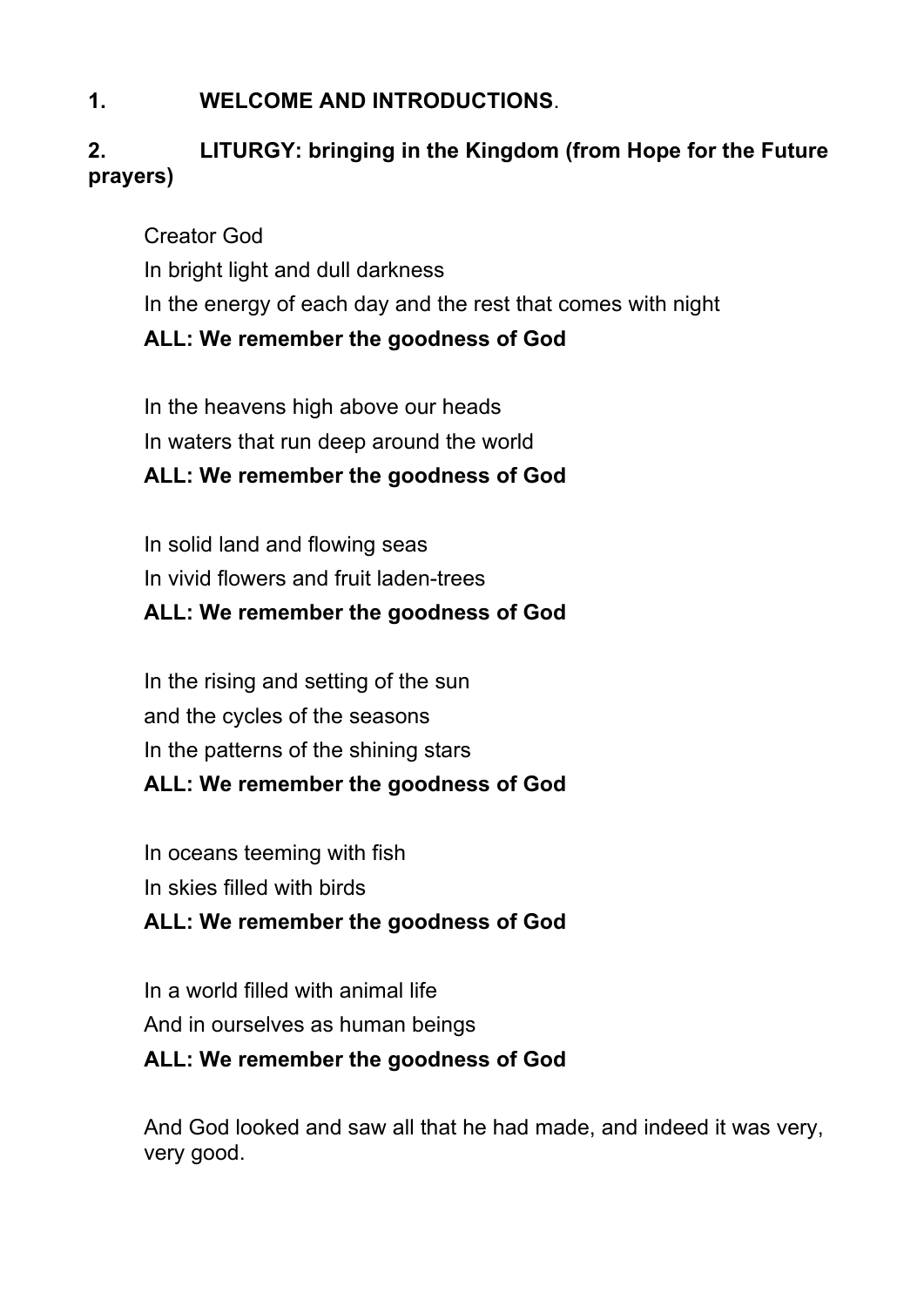**1. WELCOME AND INTRODUCTIONS**.

**2. LITURGY: bringing in the Kingdom (from Hope for the Future prayers)**

Creator God
In bright light and dull darkness
In the energy of each day and the rest that comes with night
**ALL: We remember the goodness of God**

In the heavens high above our heads
In waters that run deep around the world
**ALL: We remember the goodness of God**

In solid land and flowing seas
In vivid flowers and fruit laden-trees
**ALL: We remember the goodness of God**

In the rising and setting of the sun
and the cycles of the seasons
In the patterns of the shining stars
**ALL: We remember the goodness of God**

In oceans teeming with fish
In skies filled with birds
**ALL: We remember the goodness of God**

In a world filled with animal life
And in ourselves as human beings
**ALL: We remember the goodness of God**

And God looked and saw all that he had made, and indeed it was very, very good.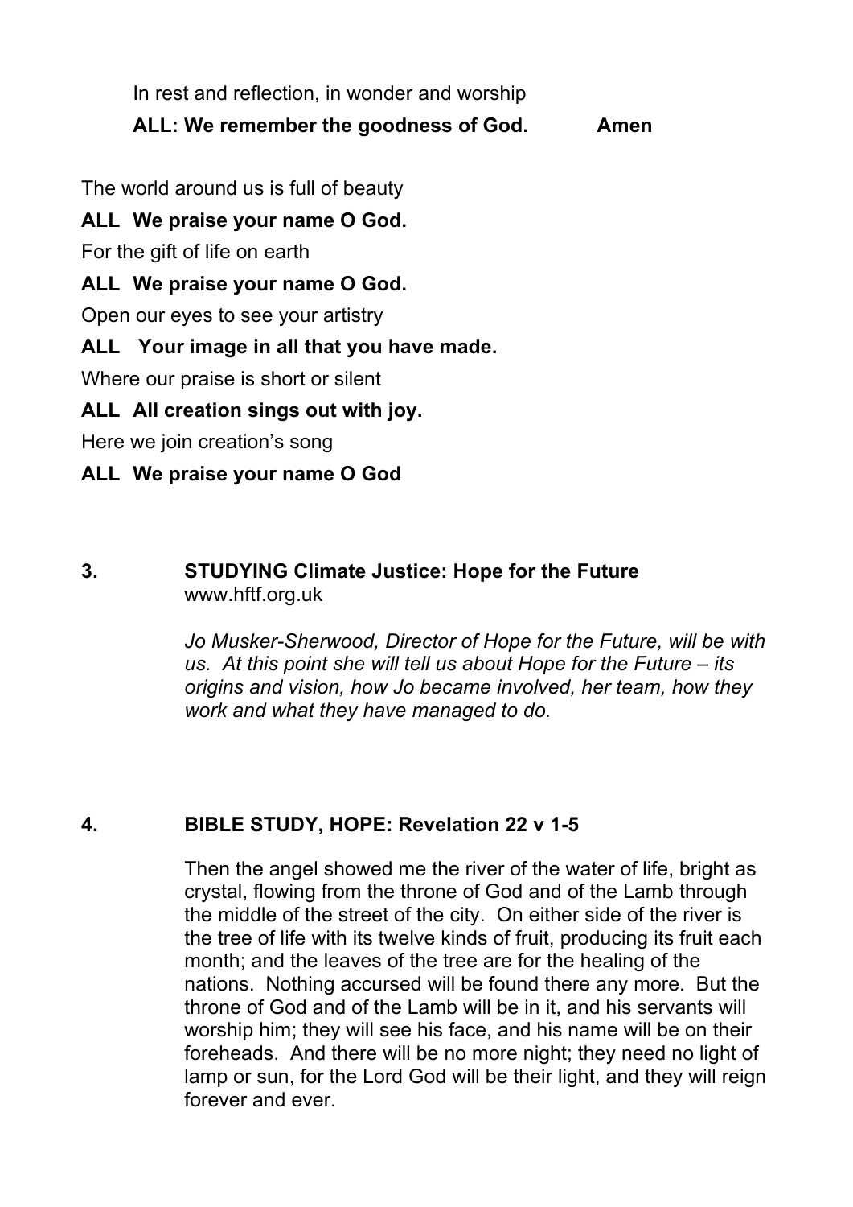In rest and reflection, in wonder and worship

**ALL: We remember the goodness of God. Amen**

The world around us is full of beauty

**ALL We praise your name O God.**

For the gift of life on earth

**ALL We praise your name O God.**

Open our eyes to see your artistry

**ALL Your image in all that you have made.**

Where our praise is short or silent

**ALL All creation sings out with joy.**

Here we join creation's song

**ALL We praise your name O God**

## 3. STUDYING Climate Justice: Hope for the Future

www.hftf.org.uk

*Jo Musker-Sherwood, Director of Hope for the Future, will be with us. At this point she will tell us about Hope for the Future – its origins and vision, how Jo became involved, her team, how they work and what they have managed to do.*

## 4. BIBLE STUDY, HOPE: Revelation 22 v 1-5

Then the angel showed me the river of the water of life, bright as crystal, flowing from the throne of God and of the Lamb through the middle of the street of the city. On either side of the river is the tree of life with its twelve kinds of fruit, producing its fruit each month; and the leaves of the tree are for the healing of the nations. Nothing accursed will be found there any more. But the throne of God and of the Lamb will be in it, and his servants will worship him; they will see his face, and his name will be on their foreheads. And there will be no more night; they need no light of lamp or sun, for the Lord God will be their light, and they will reign forever and ever.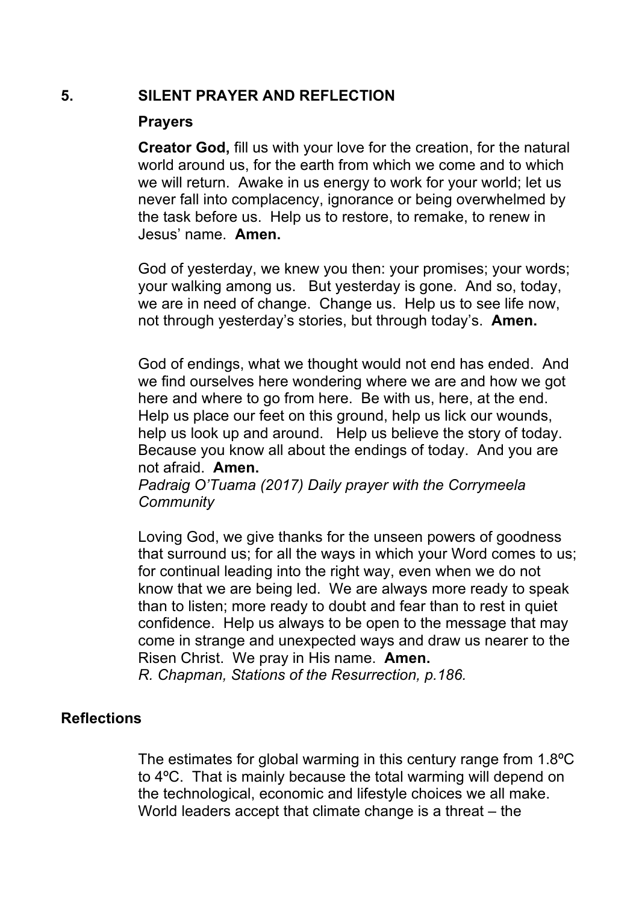## 5. SILENT PRAYER AND REFLECTION

### Prayers

**Creator God,** fill us with your love for the creation, for the natural world around us, for the earth from which we come and to which we will return. Awake in us energy to work for your world; let us never fall into complacency, ignorance or being overwhelmed by the task before us. Help us to restore, to remake, to renew in Jesus' name. **Amen.**

God of yesterday, we knew you then: your promises; your words; your walking among us. But yesterday is gone. And so, today, we are in need of change. Change us. Help us to see life now, not through yesterday's stories, but through today's. **Amen.**

God of endings, what we thought would not end has ended. And we find ourselves here wondering where we are and how we got here and where to go from here. Be with us, here, at the end. Help us place our feet on this ground, help us lick our wounds, help us look up and around. Help us believe the story of today. Because you know all about the endings of today. And you are not afraid. **Amen.**
*Padraig O'Tuama (2017) Daily prayer with the Corrymeela Community*

Loving God, we give thanks for the unseen powers of goodness that surround us; for all the ways in which your Word comes to us; for continual leading into the right way, even when we do not know that we are being led. We are always more ready to speak than to listen; more ready to doubt and fear than to rest in quiet confidence. Help us always to be open to the message that may come in strange and unexpected ways and draw us nearer to the Risen Christ. We pray in His name. **Amen.**
*R. Chapman, Stations of the Resurrection, p.186.*

### Reflections

The estimates for global warming in this century range from 1.8ºC to 4ºC. That is mainly because the total warming will depend on the technological, economic and lifestyle choices we all make. World leaders accept that climate change is a threat – the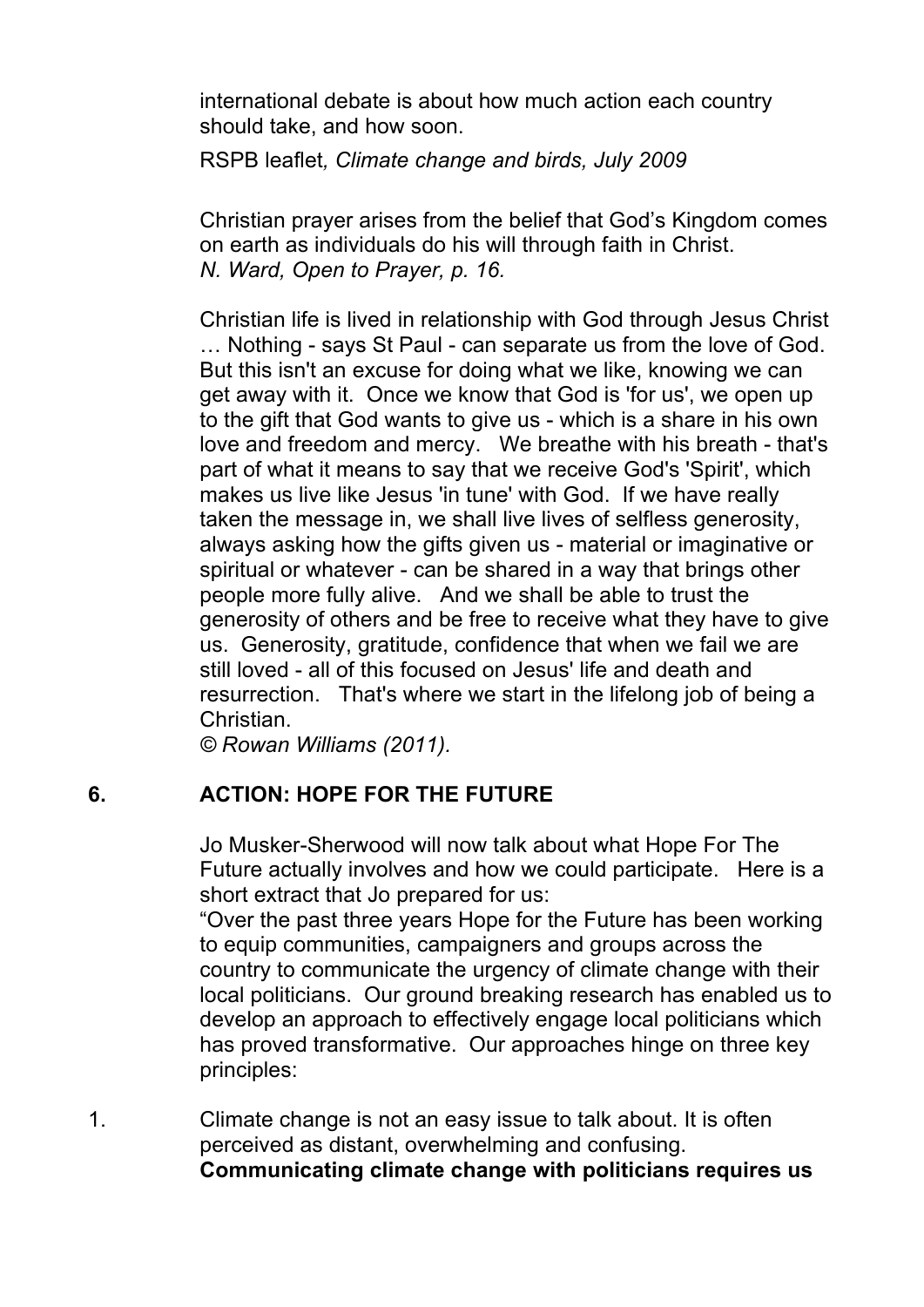international debate is about how much action each country should take, and how soon.

RSPB leaflet*, Climate change and birds, July 2009*

Christian prayer arises from the belief that God's Kingdom comes on earth as individuals do his will through faith in Christ.
*N. Ward, Open to Prayer, p. 16.*

Christian life is lived in relationship with God through Jesus Christ … Nothing - says St Paul - can separate us from the love of God. But this isn't an excuse for doing what we like, knowing we can get away with it. Once we know that God is 'for us', we open up to the gift that God wants to give us - which is a share in his own love and freedom and mercy. We breathe with his breath - that's part of what it means to say that we receive God's 'Spirit', which makes us live like Jesus 'in tune' with God. If we have really taken the message in, we shall live lives of selfless generosity, always asking how the gifts given us - material or imaginative or spiritual or whatever - can be shared in a way that brings other people more fully alive. And we shall be able to trust the generosity of others and be free to receive what they have to give us. Generosity, gratitude, confidence that when we fail we are still loved - all of this focused on Jesus' life and death and resurrection. That's where we start in the lifelong job of being a Christian.
*© Rowan Williams (2011).*

## 6. ACTION: HOPE FOR THE FUTURE

Jo Musker-Sherwood will now talk about what Hope For The Future actually involves and how we could participate. Here is a short extract that Jo prepared for us:
"Over the past three years Hope for the Future has been working to equip communities, campaigners and groups across the country to communicate the urgency of climate change with their local politicians. Our ground breaking research has enabled us to develop an approach to effectively engage local politicians which has proved transformative. Our approaches hinge on three key principles:

1. Climate change is not an easy issue to talk about. It is often perceived as distant, overwhelming and confusing. **Communicating climate change with politicians requires us**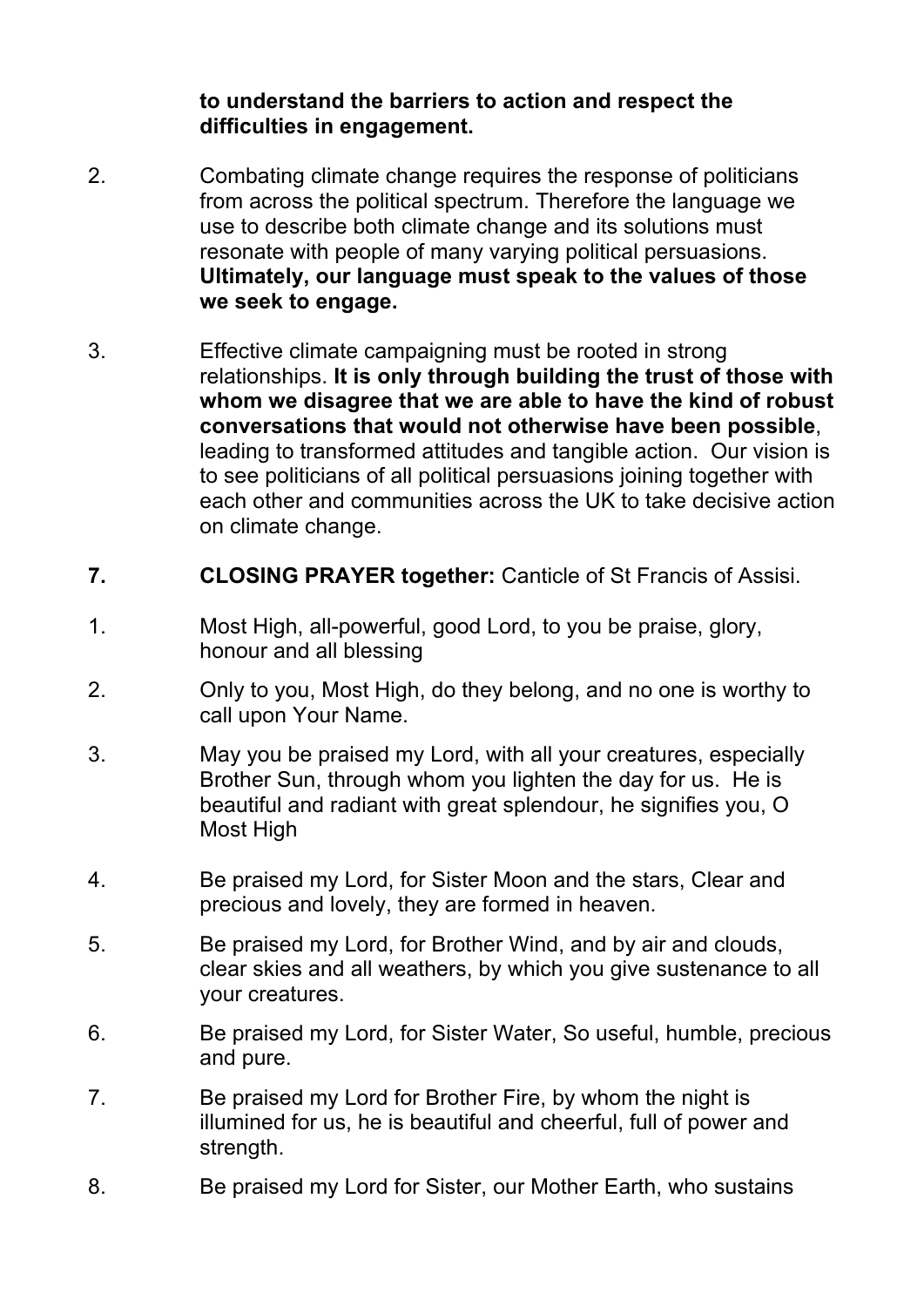**to understand the barriers to action and respect the difficulties in engagement.**

2. Combating climate change requires the response of politicians from across the political spectrum. Therefore the language we use to describe both climate change and its solutions must resonate with people of many varying political persuasions. **Ultimately, our language must speak to the values of those we seek to engage.**

3. Effective climate campaigning must be rooted in strong relationships. **It is only through building the trust of those with whom we disagree that we are able to have the kind of robust conversations that would not otherwise have been possible**, leading to transformed attitudes and tangible action. Our vision is to see politicians of all political persuasions joining together with each other and communities across the UK to take decisive action on climate change.

**7. CLOSING PRAYER together:** Canticle of St Francis of Assisi.

1. Most High, all-powerful, good Lord, to you be praise, glory, honour and all blessing

2. Only to you, Most High, do they belong, and no one is worthy to call upon Your Name.

3. May you be praised my Lord, with all your creatures, especially Brother Sun, through whom you lighten the day for us. He is beautiful and radiant with great splendour, he signifies you, O Most High

4. Be praised my Lord, for Sister Moon and the stars, Clear and precious and lovely, they are formed in heaven.

5. Be praised my Lord, for Brother Wind, and by air and clouds, clear skies and all weathers, by which you give sustenance to all your creatures.

6. Be praised my Lord, for Sister Water, So useful, humble, precious and pure.

7. Be praised my Lord for Brother Fire, by whom the night is illumined for us, he is beautiful and cheerful, full of power and strength.

8. Be praised my Lord for Sister, our Mother Earth, who sustains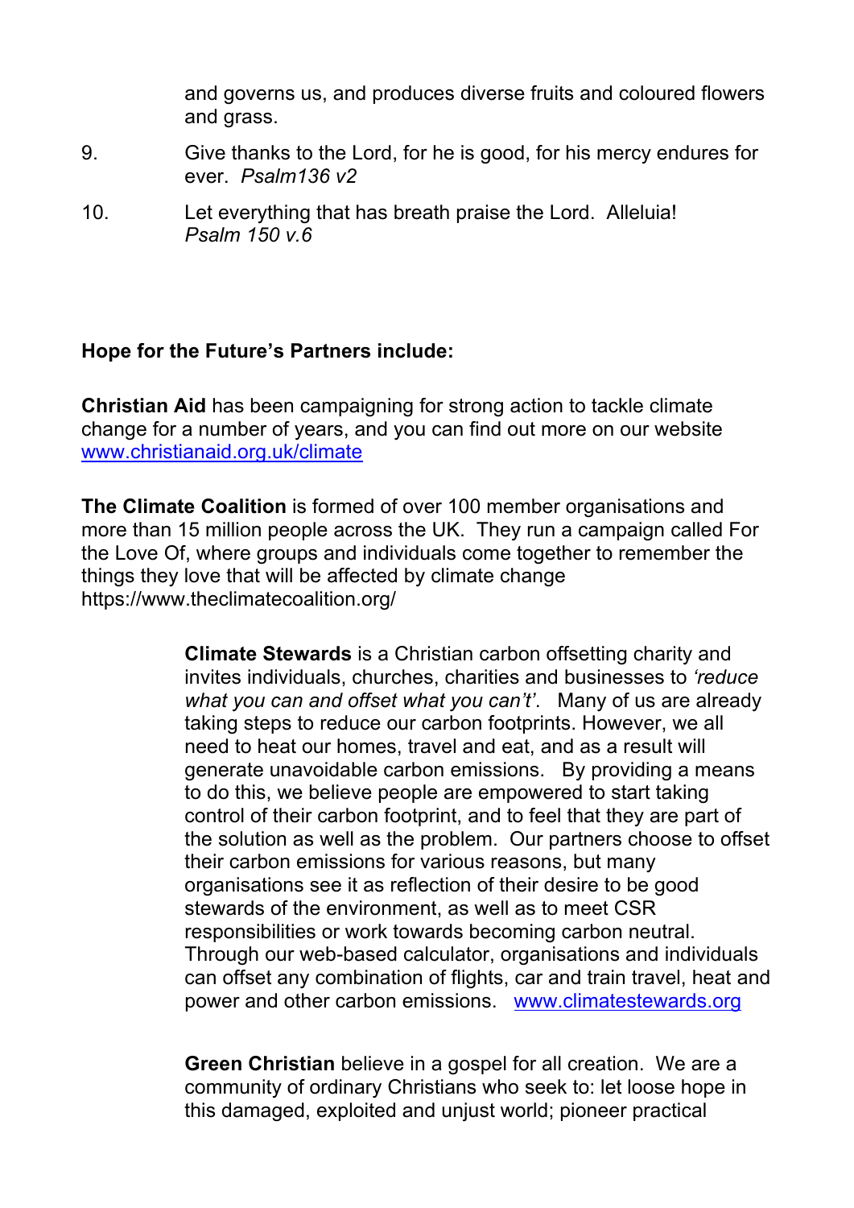and governs us, and produces diverse fruits and coloured flowers and grass.

9. Give thanks to the Lord, for he is good, for his mercy endures for ever. *Psalm136 v2*

10. Let everything that has breath praise the Lord. Alleluia! *Psalm 150 v.6*

**Hope for the Future's Partners include:**

**Christian Aid** has been campaigning for strong action to tackle climate change for a number of years, and you can find out more on our website [www.christianaid.org.uk/climate](www.christianaid.org.uk/climate)

**The Climate Coalition** is formed of over 100 member organisations and more than 15 million people across the UK. They run a campaign called For the Love Of, where groups and individuals come together to remember the things they love that will be affected by climate change https://www.theclimatecoalition.org/

**Climate Stewards** is a Christian carbon offsetting charity and invites individuals, churches, charities and businesses to *'reduce what you can and offset what you can't'*. Many of us are already taking steps to reduce our carbon footprints. However, we all need to heat our homes, travel and eat, and as a result will generate unavoidable carbon emissions. By providing a means to do this, we believe people are empowered to start taking control of their carbon footprint, and to feel that they are part of the solution as well as the problem. Our partners choose to offset their carbon emissions for various reasons, but many organisations see it as reflection of their desire to be good stewards of the environment, as well as to meet CSR responsibilities or work towards becoming carbon neutral. Through our web-based calculator, organisations and individuals can offset any combination of flights, car and train travel, heat and power and other carbon emissions. [www.climatestewards.org](www.climatestewards.org)

**Green Christian** believe in a gospel for all creation. We are a community of ordinary Christians who seek to: let loose hope in this damaged, exploited and unjust world; pioneer practical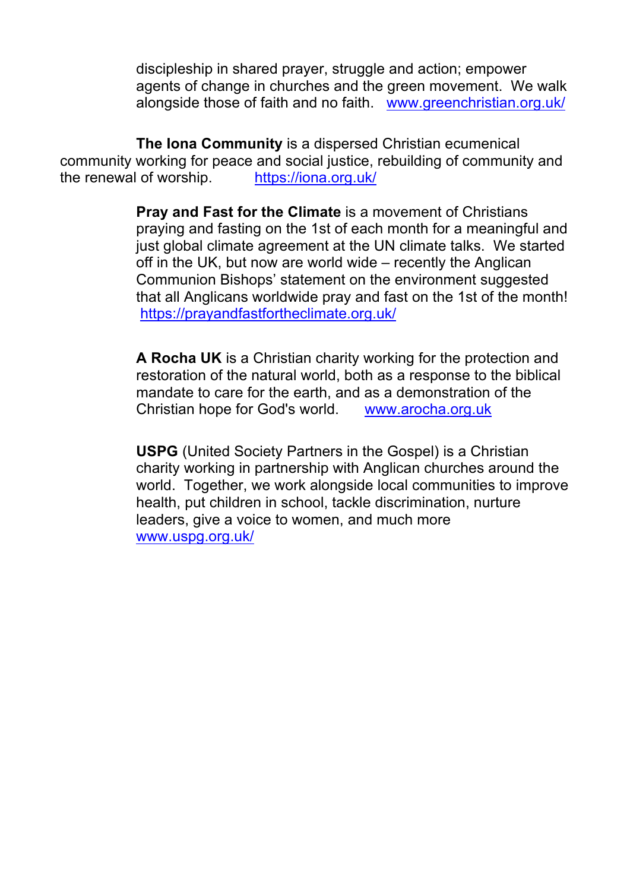discipleship in shared prayer, struggle and action; empower agents of change in churches and the green movement. We walk alongside those of faith and no faith. www.greenchristian.org.uk/

**The Iona Community** is a dispersed Christian ecumenical community working for peace and social justice, rebuilding of community and the renewal of worship. https://iona.org.uk/

**Pray and Fast for the Climate** is a movement of Christians praying and fasting on the 1st of each month for a meaningful and just global climate agreement at the UN climate talks. We started off in the UK, but now are world wide – recently the Anglican Communion Bishops' statement on the environment suggested that all Anglicans worldwide pray and fast on the 1st of the month! https://prayandfastfortheclimate.org.uk/

**A Rocha UK** is a Christian charity working for the protection and restoration of the natural world, both as a response to the biblical mandate to care for the earth, and as a demonstration of the Christian hope for God's world. www.arocha.org.uk

**USPG** (United Society Partners in the Gospel) is a Christian charity working in partnership with Anglican churches around the world. Together, we work alongside local communities to improve health, put children in school, tackle discrimination, nurture leaders, give a voice to women, and much more www.uspg.org.uk/